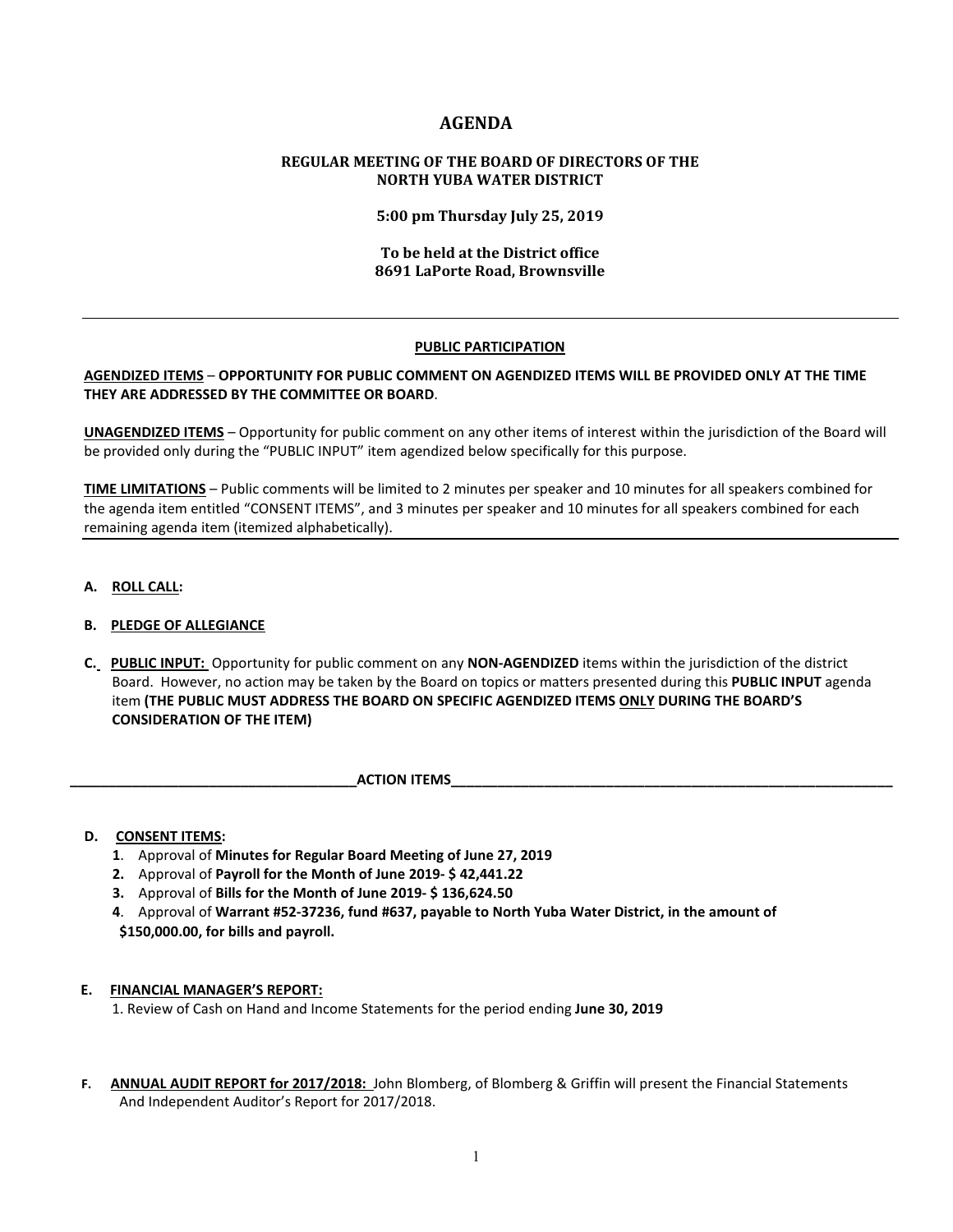# AGENDA

## REGULAR MEETING OF THE BOARD OF DIRECTORS OF THE NORTH YUBA WATER DISTRICT

**5:00 pm Thursday July 25, 2019**

**To be held at the District office**
**8691 LaPorte Road, Brownsville**

---

**PUBLIC PARTICIPATION**

**AGENDIZED ITEMS – OPPORTUNITY FOR PUBLIC COMMENT ON AGENDIZED ITEMS WILL BE PROVIDED ONLY AT THE TIME THEY ARE ADDRESSED BY THE COMMITTEE OR BOARD**.

**UNAGENDIZED ITEMS** – Opportunity for public comment on any other items of interest within the jurisdiction of the Board will be provided only during the "PUBLIC INPUT" item agendized below specifically for this purpose.

**TIME LIMITATIONS** – Public comments will be limited to 2 minutes per speaker and 10 minutes for all speakers combined for the agenda item entitled "CONSENT ITEMS", and 3 minutes per speaker and 10 minutes for all speakers combined for each remaining agenda item (itemized alphabetically).

---

**A. ROLL CALL:**

**B. PLEDGE OF ALLEGIANCE**

**C. PUBLIC INPUT:** Opportunity for public comment on any **NON-AGENDIZED** items within the jurisdiction of the district Board. However, no action may be taken by the Board on topics or matters presented during this **PUBLIC INPUT** agenda item **(THE PUBLIC MUST ADDRESS THE BOARD ON SPECIFIC AGENDIZED ITEMS ONLY DURING THE BOARD'S CONSIDERATION OF THE ITEM)**

**ACTION ITEMS**

**D. CONSENT ITEMS:**

1. Approval of **Minutes for Regular Board Meeting of June 27, 2019**
2. Approval of **Payroll for the Month of June 2019- $ 42,441.22**
3. Approval of **Bills for the Month of June 2019- $ 136,624.50**
4. Approval of **Warrant #52-37236, fund #637, payable to North Yuba Water District, in the amount of $150,000.00, for bills and payroll.**

**E. FINANCIAL MANAGER'S REPORT:**

1. Review of Cash on Hand and Income Statements for the period ending **June 30, 2019**

**F. ANNUAL AUDIT REPORT for 2017/2018:** John Blomberg, of Blomberg & Griffin will present the Financial Statements And Independent Auditor's Report for 2017/2018.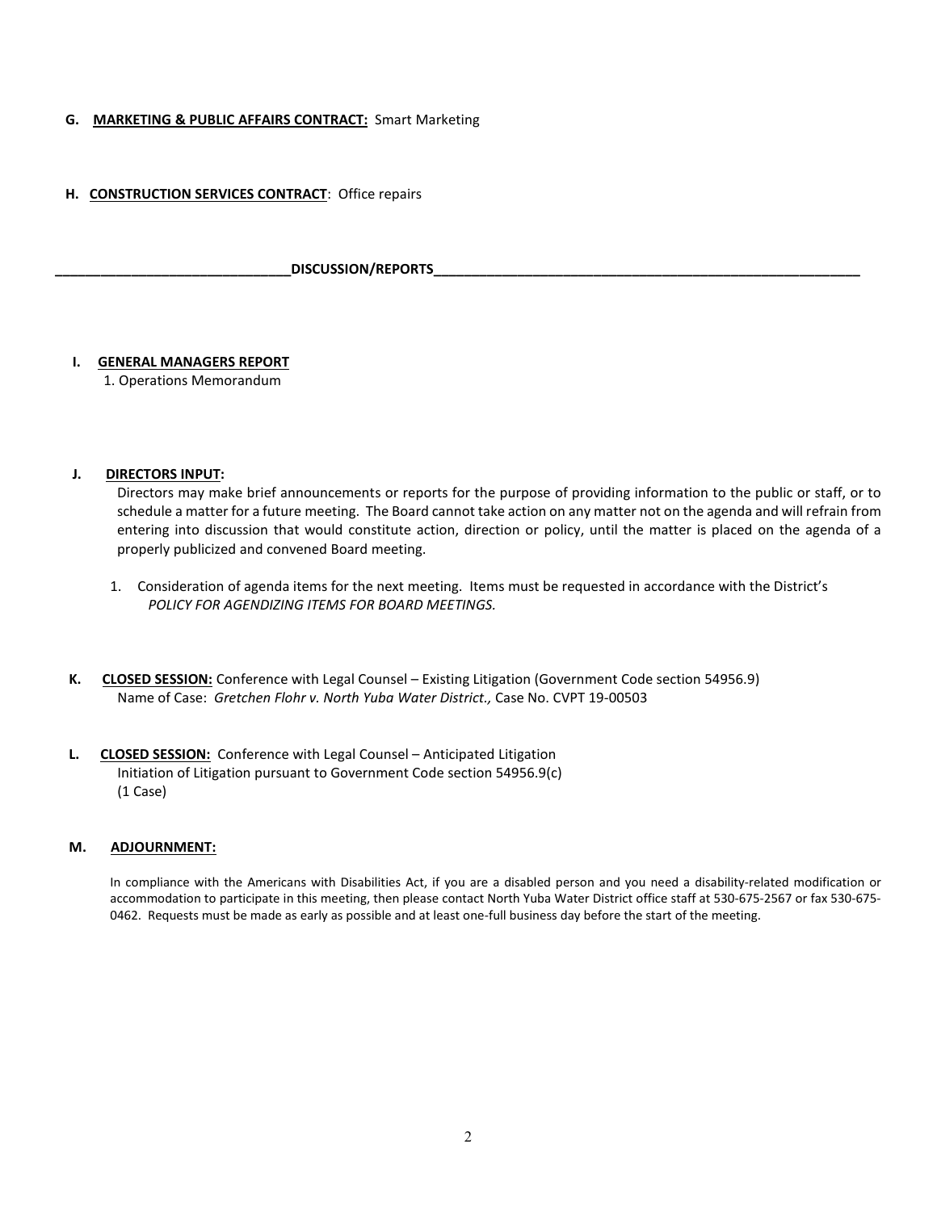**G. MARKETING & PUBLIC AFFAIRS CONTRACT:** Smart Marketing

**H. CONSTRUCTION SERVICES CONTRACT**: Office repairs

## DISCUSSION/REPORTS

**I. GENERAL MANAGERS REPORT**

1. Operations Memorandum

**J. DIRECTORS INPUT:**

Directors may make brief announcements or reports for the purpose of providing information to the public or staff, or to schedule a matter for a future meeting. The Board cannot take action on any matter not on the agenda and will refrain from entering into discussion that would constitute action, direction or policy, until the matter is placed on the agenda of a properly publicized and convened Board meeting.

1. Consideration of agenda items for the next meeting. Items must be requested in accordance with the District's *POLICY FOR AGENDIZING ITEMS FOR BOARD MEETINGS.*

**K. CLOSED SESSION:** Conference with Legal Counsel – Existing Litigation (Government Code section 54956.9)
Name of Case: *Gretchen Flohr v. North Yuba Water District.,* Case No. CVPT 19-00503

**L. CLOSED SESSION:** Conference with Legal Counsel – Anticipated Litigation
Initiation of Litigation pursuant to Government Code section 54956.9(c)
(1 Case)

**M. ADJOURNMENT:**

In compliance with the Americans with Disabilities Act, if you are a disabled person and you need a disability-related modification or accommodation to participate in this meeting, then please contact North Yuba Water District office staff at 530-675-2567 or fax 530-675-0462. Requests must be made as early as possible and at least one-full business day before the start of the meeting.